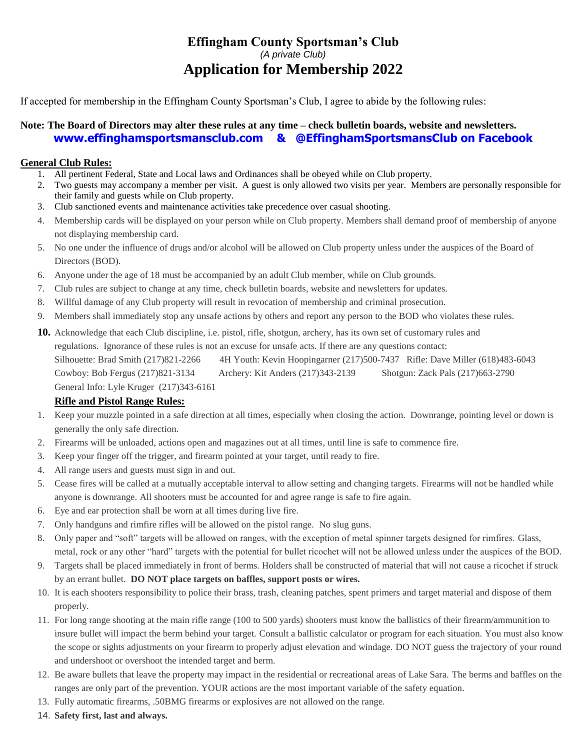# Effingham County Sportsman's Club

*(A private Club)*

# Application for Membership 2022

If accepted for membership in the Effingham County Sportsman's Club, I agree to abide by the following rules:

**Note: The Board of Directors may alter these rules at any time – check bulletin boards, website and newsletters.**
**www.effinghamsportsmansclub.com & @EffinghamSportsmansClub on Facebook**

## General Club Rules:

1. All pertinent Federal, State and Local laws and Ordinances shall be obeyed while on Club property.
2. Two guests may accompany a member per visit. A guest is only allowed two visits per year. Members are personally responsible for their family and guests while on Club property.
3. Club sanctioned events and maintenance activities take precedence over casual shooting.
4. Membership cards will be displayed on your person while on Club property. Members shall demand proof of membership of anyone not displaying membership card.
5. No one under the influence of drugs and/or alcohol will be allowed on Club property unless under the auspices of the Board of Directors (BOD).
6. Anyone under the age of 18 must be accompanied by an adult Club member, while on Club grounds.
7. Club rules are subject to change at any time, check bulletin boards, website and newsletters for updates.
8. Willful damage of any Club property will result in revocation of membership and criminal prosecution.
9. Members shall immediately stop any unsafe actions by others and report any person to the BOD who violates these rules.
10. Acknowledge that each Club discipline, i.e. pistol, rifle, shotgun, archery, has its own set of customary rules and regulations. Ignorance of these rules is not an excuse for unsafe acts. If there are any questions contact:
    Silhouette: Brad Smith (217)821-2266 4H Youth: Kevin Hoopingarner (217)500-7437 Rifle: Dave Miller (618)483-6043
    Cowboy: Bob Fergus (217)821-3134 Archery: Kit Anders (217)343-2139 Shotgun: Zack Pals (217)663-2790
    General Info: Lyle Kruger (217)343-6161

## Rifle and Pistol Range Rules:

1. Keep your muzzle pointed in a safe direction at all times, especially when closing the action. Downrange, pointing level or down is generally the only safe direction.
2. Firearms will be unloaded, actions open and magazines out at all times, until line is safe to commence fire.
3. Keep your finger off the trigger, and firearm pointed at your target, until ready to fire.
4. All range users and guests must sign in and out.
5. Cease fires will be called at a mutually acceptable interval to allow setting and changing targets. Firearms will not be handled while anyone is downrange. All shooters must be accounted for and agree range is safe to fire again.
6. Eye and ear protection shall be worn at all times during live fire.
7. Only handguns and rimfire rifles will be allowed on the pistol range. No slug guns.
8. Only paper and "soft" targets will be allowed on ranges, with the exception of metal spinner targets designed for rimfires. Glass, metal, rock or any other "hard" targets with the potential for bullet ricochet will not be allowed unless under the auspices of the BOD.
9. Targets shall be placed immediately in front of berms. Holders shall be constructed of material that will not cause a ricochet if struck by an errant bullet. **DO NOT place targets on baffles, support posts or wires.**
10. It is each shooters responsibility to police their brass, trash, cleaning patches, spent primers and target material and dispose of them properly.
11. For long range shooting at the main rifle range (100 to 500 yards) shooters must know the ballistics of their firearm/ammunition to insure bullet will impact the berm behind your target. Consult a ballistic calculator or program for each situation. You must also know the scope or sights adjustments on your firearm to properly adjust elevation and windage. DO NOT guess the trajectory of your round and undershoot or overshoot the intended target and berm.
12. Be aware bullets that leave the property may impact in the residential or recreational areas of Lake Sara. The berms and baffles on the ranges are only part of the prevention. YOUR actions are the most important variable of the safety equation.
13. Fully automatic firearms, .50BMG firearms or explosives are not allowed on the range.
14. **Safety first, last and always.**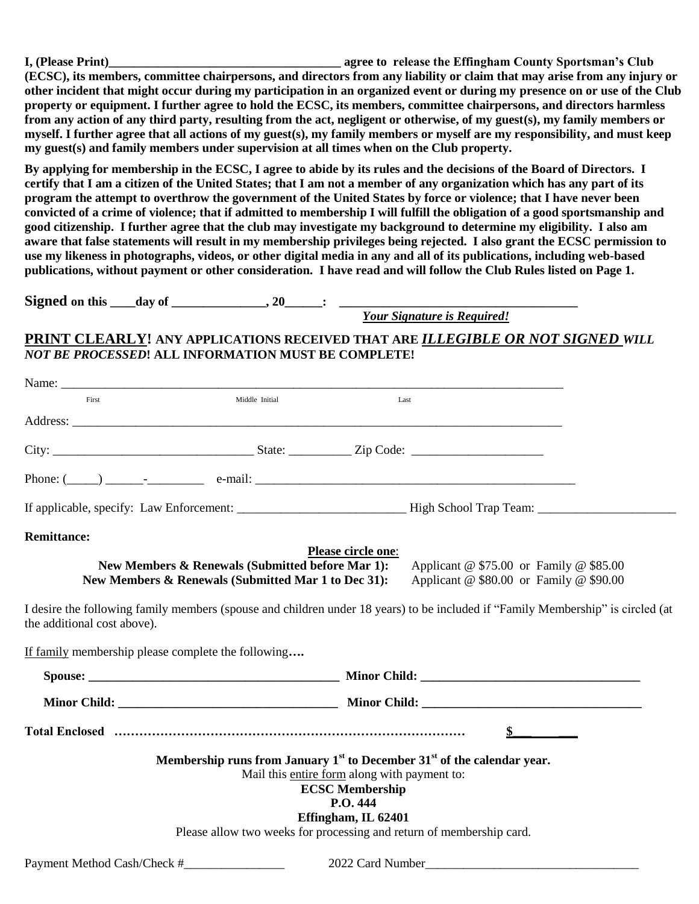**I, (Please Print)____________________________________ agree to release the Effingham County Sportsman's Club (ECSC), its members, committee chairpersons, and directors from any liability or claim that may arise from any injury or other incident that might occur during my participation in an organized event or during my presence on or use of the Club property or equipment. I further agree to hold the ECSC, its members, committee chairpersons, and directors harmless from any action of any third party, resulting from the act, negligent or otherwise, of my guest(s), my family members or myself. I further agree that all actions of my guest(s), my family members or myself are my responsibility, and must keep my guest(s) and family members under supervision at all times when on the Club property.**

**By applying for membership in the ECSC, I agree to abide by its rules and the decisions of the Board of Directors. I certify that I am a citizen of the United States; that I am not a member of any organization which has any part of its program the attempt to overthrow the government of the United States by force or violence; that I have never been convicted of a crime of violence; that if admitted to membership I will fulfill the obligation of a good sportsmanship and good citizenship. I further agree that the club may investigate my background to determine my eligibility. I also am aware that false statements will result in my membership privileges being rejected. I also grant the ECSC permission to use my likeness in photographs, videos, or other digital media in any and all of its publications, including web-based publications, without payment or other consideration. I have read and will follow the Club Rules listed on Page 1.**

**Signed on this ____day of _______________, 20______: ____________________________________**

***Your Signature is Required!***

**PRINT CLEARLY! ANY APPLICATIONS RECEIVED THAT ARE *ILLEGIBLE OR NOT SIGNED* *WILL NOT BE PROCESSED*! ALL INFORMATION MUST BE COMPLETE!**

Name: ____________________________________________________________________________
First Middle Initial Last

Address: __________________________________________________________________________

City: ________________________________ State: __________ Zip Code: _____________________

Phone: (_____) ______-_________ e-mail: _____________________________________________________

If applicable, specify: Law Enforcement: ___________________________ High School Trap Team: ______________________

**Remittance:**

**Please circle one**:

**New Members & Renewals (Submitted before Mar 1):** Applicant @ $75.00 or Family @ $85.00
**New Members & Renewals (Submitted Mar 1 to Dec 31):** Applicant @ $80.00 or Family @ $90.00

I desire the following family members (spouse and children under 18 years) to be included if "Family Membership" is circled (at the additional cost above).

If family membership please complete the following**….**

**Spouse: _______________________________________ Minor Child: __________________________________**

**Minor Child: __________________________________ Minor Child: __________________________________**

**Total Enclosed ………………………………………………………………………… $__________**

**Membership runs from January 1st to December 31st of the calendar year.**

Mail this entire form along with payment to:

**ECSC Membership**
**P.O. 444**
**Effingham, IL 62401**

Please allow two weeks for processing and return of membership card.

Payment Method Cash/Check #________________ 2022 Card Number__________________________________